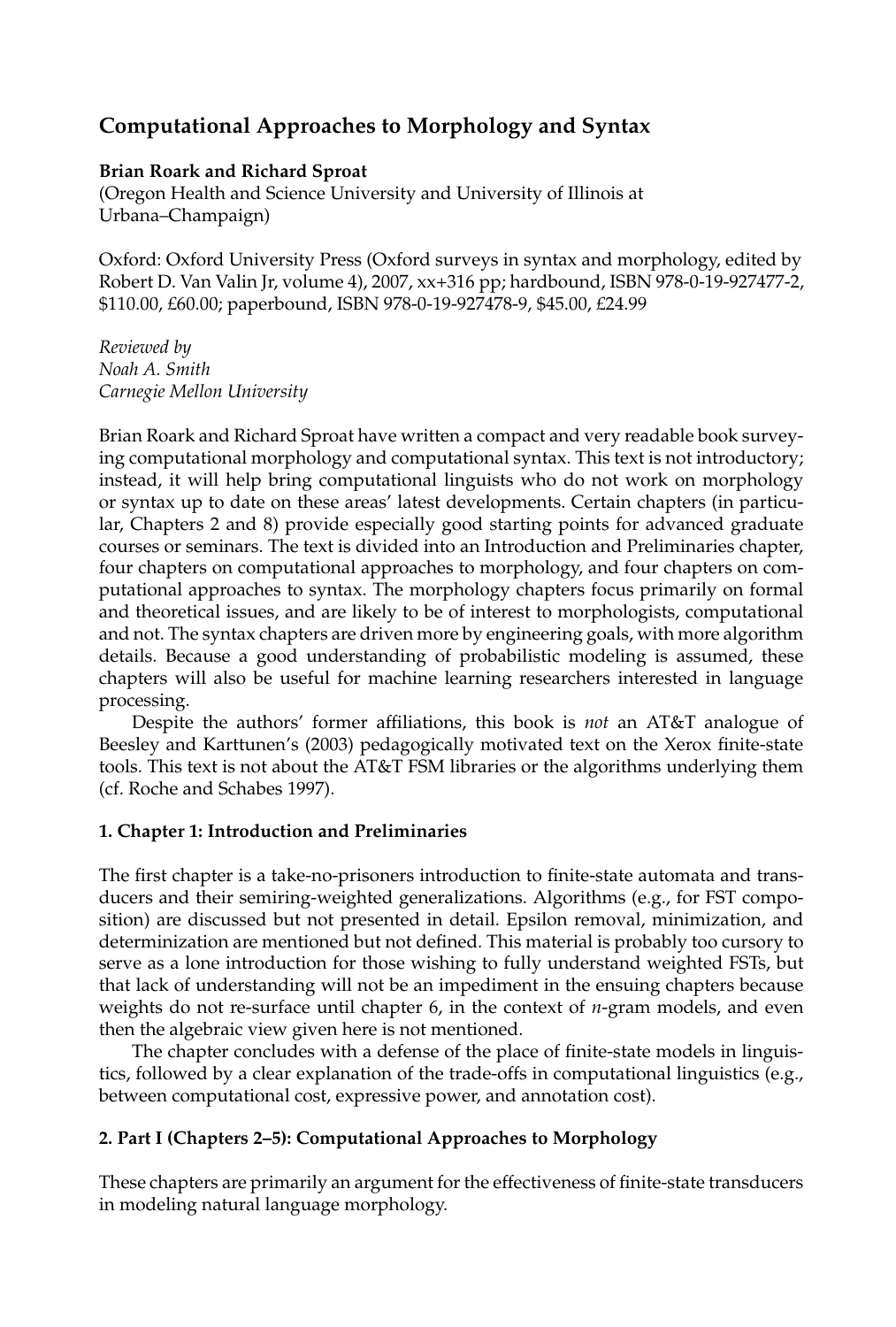# Computational Approaches to Morphology and Syntax

**Brian Roark and Richard Sproat**
(Oregon Health and Science University and University of Illinois at Urbana–Champaign)

Oxford: Oxford University Press (Oxford surveys in syntax and morphology, edited by Robert D. Van Valin Jr, volume 4), 2007, xx+316 pp; hardbound, ISBN 978-0-19-927477-2, $110.00, £60.00; paperbound, ISBN 978-0-19-927478-9, $45.00, £24.99

*Reviewed by*
*Noah A. Smith*
*Carnegie Mellon University*

Brian Roark and Richard Sproat have written a compact and very readable book surveying computational morphology and computational syntax. This text is not introductory; instead, it will help bring computational linguists who do not work on morphology or syntax up to date on these areas' latest developments. Certain chapters (in particular, Chapters 2 and 8) provide especially good starting points for advanced graduate courses or seminars. The text is divided into an Introduction and Preliminaries chapter, four chapters on computational approaches to morphology, and four chapters on computational approaches to syntax. The morphology chapters focus primarily on formal and theoretical issues, and are likely to be of interest to morphologists, computational and not. The syntax chapters are driven more by engineering goals, with more algorithm details. Because a good understanding of probabilistic modeling is assumed, these chapters will also be useful for machine learning researchers interested in language processing.

Despite the authors' former affiliations, this book is *not* an AT&T analogue of Beesley and Karttunen's (2003) pedagogically motivated text on the Xerox finite-state tools. This text is not about the AT&T FSM libraries or the algorithms underlying them (cf. Roche and Schabes 1997).

## 1. Chapter 1: Introduction and Preliminaries

The first chapter is a take-no-prisoners introduction to finite-state automata and transducers and their semiring-weighted generalizations. Algorithms (e.g., for FST composition) are discussed but not presented in detail. Epsilon removal, minimization, and determinization are mentioned but not defined. This material is probably too cursory to serve as a lone introduction for those wishing to fully understand weighted FSTs, but that lack of understanding will not be an impediment in the ensuing chapters because weights do not re-surface until chapter 6, in the context of *n*-gram models, and even then the algebraic view given here is not mentioned.

The chapter concludes with a defense of the place of finite-state models in linguistics, followed by a clear explanation of the trade-offs in computational linguistics (e.g., between computational cost, expressive power, and annotation cost).

## 2. Part I (Chapters 2–5): Computational Approaches to Morphology

These chapters are primarily an argument for the effectiveness of finite-state transducers in modeling natural language morphology.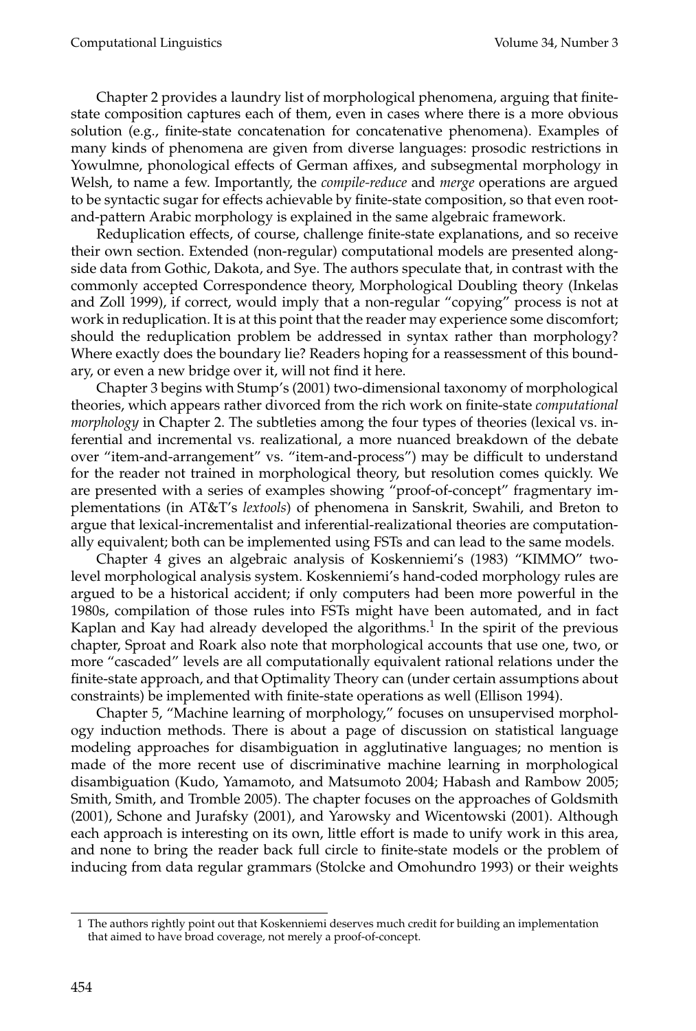Chapter 2 provides a laundry list of morphological phenomena, arguing that finite-state composition captures each of them, even in cases where there is a more obvious solution (e.g., finite-state concatenation for concatenative phenomena). Examples of many kinds of phenomena are given from diverse languages: prosodic restrictions in Yowulmne, phonological effects of German affixes, and subsegmental morphology in Welsh, to name a few. Importantly, the *compile-reduce* and *merge* operations are argued to be syntactic sugar for effects achievable by finite-state composition, so that even root-and-pattern Arabic morphology is explained in the same algebraic framework.

Reduplication effects, of course, challenge finite-state explanations, and so receive their own section. Extended (non-regular) computational models are presented alongside data from Gothic, Dakota, and Sye. The authors speculate that, in contrast with the commonly accepted Correspondence theory, Morphological Doubling theory (Inkelas and Zoll 1999), if correct, would imply that a non-regular "copying" process is not at work in reduplication. It is at this point that the reader may experience some discomfort; should the reduplication problem be addressed in syntax rather than morphology? Where exactly does the boundary lie? Readers hoping for a reassessment of this boundary, or even a new bridge over it, will not find it here.

Chapter 3 begins with Stump's (2001) two-dimensional taxonomy of morphological theories, which appears rather divorced from the rich work on finite-state *computational morphology* in Chapter 2. The subtleties among the four types of theories (lexical vs. inferential and incremental vs. realizational, a more nuanced breakdown of the debate over "item-and-arrangement" vs. "item-and-process") may be difficult to understand for the reader not trained in morphological theory, but resolution comes quickly. We are presented with a series of examples showing "proof-of-concept" fragmentary implementations (in AT&T's *lextools*) of phenomena in Sanskrit, Swahili, and Breton to argue that lexical-incrementalist and inferential-realizational theories are computationally equivalent; both can be implemented using FSTs and can lead to the same models.

Chapter 4 gives an algebraic analysis of Koskenniemi's (1983) "KIMMO" two-level morphological analysis system. Koskenniemi's hand-coded morphology rules are argued to be a historical accident; if only computers had been more powerful in the 1980s, compilation of those rules into FSTs might have been automated, and in fact Kaplan and Kay had already developed the algorithms.[1] In the spirit of the previous chapter, Sproat and Roark also note that morphological accounts that use one, two, or more "cascaded" levels are all computationally equivalent rational relations under the finite-state approach, and that Optimality Theory can (under certain assumptions about constraints) be implemented with finite-state operations as well (Ellison 1994).

Chapter 5, "Machine learning of morphology," focuses on unsupervised morphology induction methods. There is about a page of discussion on statistical language modeling approaches for disambiguation in agglutinative languages; no mention is made of the more recent use of discriminative machine learning in morphological disambiguation (Kudo, Yamamoto, and Matsumoto 2004; Habash and Rambow 2005; Smith, Smith, and Tromble 2005). The chapter focuses on the approaches of Goldsmith (2001), Schone and Jurafsky (2001), and Yarowsky and Wicentowski (2001). Although each approach is interesting on its own, little effort is made to unify work in this area, and none to bring the reader back full circle to finite-state models or the problem of inducing from data regular grammars (Stolcke and Omohundro 1993) or their weights

---

1 The authors rightly point out that Koskenniemi deserves much credit for building an implementation that aimed to have broad coverage, not merely a proof-of-concept.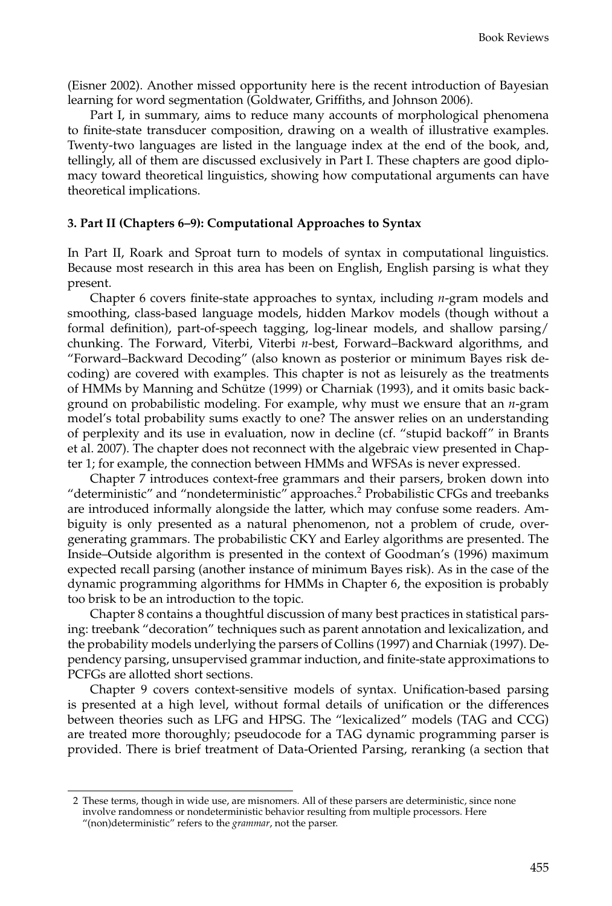(Eisner 2002). Another missed opportunity here is the recent introduction of Bayesian learning for word segmentation (Goldwater, Griffiths, and Johnson 2006).

Part I, in summary, aims to reduce many accounts of morphological phenomena to finite-state transducer composition, drawing on a wealth of illustrative examples. Twenty-two languages are listed in the language index at the end of the book, and, tellingly, all of them are discussed exclusively in Part I. These chapters are good diplomacy toward theoretical linguistics, showing how computational arguments can have theoretical implications.

### 3. Part II (Chapters 6–9): Computational Approaches to Syntax

In Part II, Roark and Sproat turn to models of syntax in computational linguistics. Because most research in this area has been on English, English parsing is what they present.

Chapter 6 covers finite-state approaches to syntax, including *n*-gram models and smoothing, class-based language models, hidden Markov models (though without a formal definition), part-of-speech tagging, log-linear models, and shallow parsing/chunking. The Forward, Viterbi, Viterbi *n*-best, Forward–Backward algorithms, and "Forward–Backward Decoding" (also known as posterior or minimum Bayes risk decoding) are covered with examples. This chapter is not as leisurely as the treatments of HMMs by Manning and Schütze (1999) or Charniak (1993), and it omits basic background on probabilistic modeling. For example, why must we ensure that an *n*-gram model's total probability sums exactly to one? The answer relies on an understanding of perplexity and its use in evaluation, now in decline (cf. "stupid backoff" in Brants et al. 2007). The chapter does not reconnect with the algebraic view presented in Chapter 1; for example, the connection between HMMs and WFSAs is never expressed.

Chapter 7 introduces context-free grammars and their parsers, broken down into "deterministic" and "nondeterministic" approaches.[2] Probabilistic CFGs and treebanks are introduced informally alongside the latter, which may confuse some readers. Ambiguity is only presented as a natural phenomenon, not a problem of crude, overgenerating grammars. The probabilistic CKY and Earley algorithms are presented. The Inside–Outside algorithm is presented in the context of Goodman's (1996) maximum expected recall parsing (another instance of minimum Bayes risk). As in the case of the dynamic programming algorithms for HMMs in Chapter 6, the exposition is probably too brisk to be an introduction to the topic.

Chapter 8 contains a thoughtful discussion of many best practices in statistical parsing: treebank "decoration" techniques such as parent annotation and lexicalization, and the probability models underlying the parsers of Collins (1997) and Charniak (1997). Dependency parsing, unsupervised grammar induction, and finite-state approximations to PCFGs are allotted short sections.

Chapter 9 covers context-sensitive models of syntax. Unification-based parsing is presented at a high level, without formal details of unification or the differences between theories such as LFG and HPSG. The "lexicalized" models (TAG and CCG) are treated more thoroughly; pseudocode for a TAG dynamic programming parser is provided. There is brief treatment of Data-Oriented Parsing, reranking (a section that

---

2 These terms, though in wide use, are misnomers. All of these parsers are deterministic, since none involve randomness or nondeterministic behavior resulting from multiple processors. Here "(non)deterministic" refers to the *grammar*, not the parser.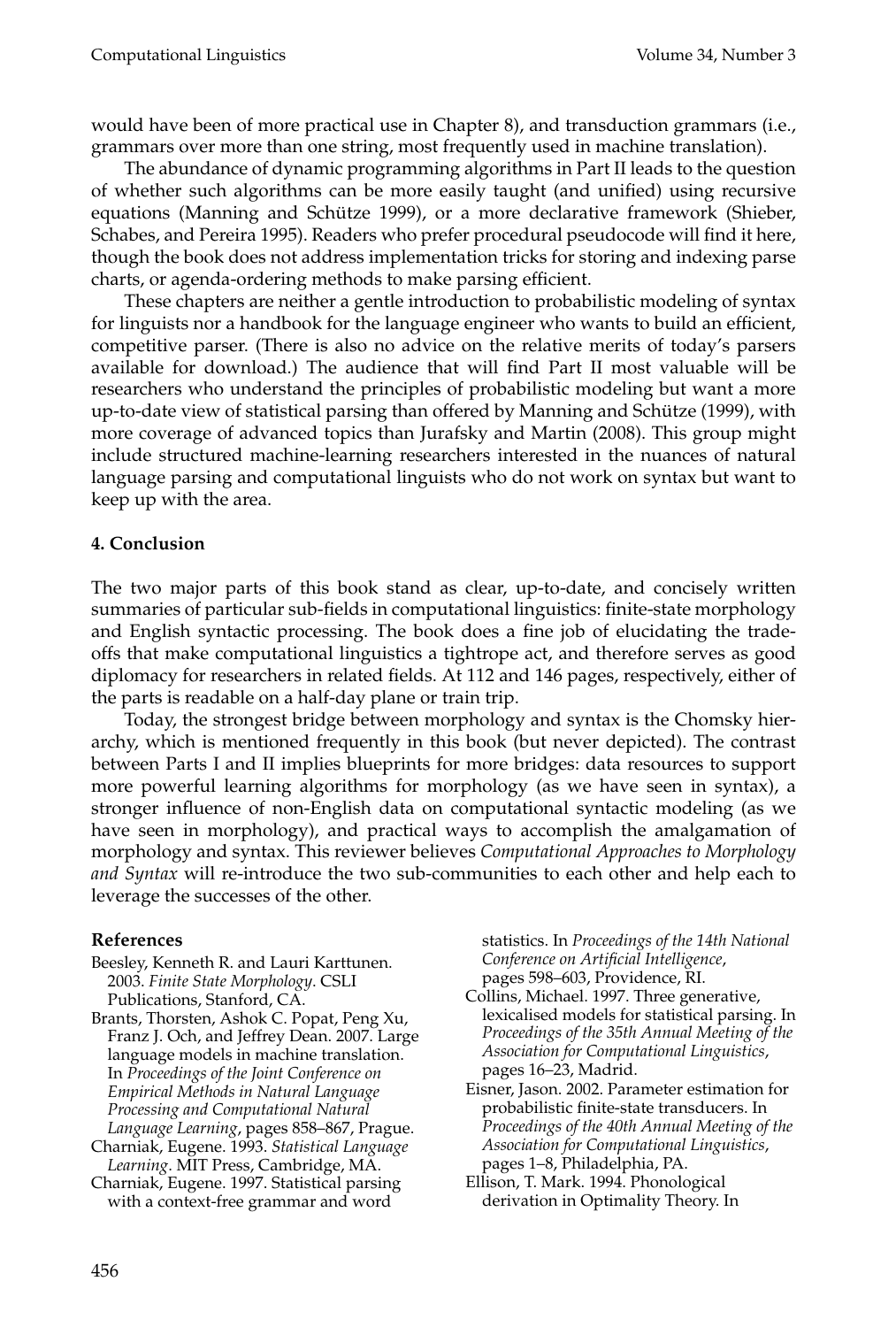would have been of more practical use in Chapter 8), and transduction grammars (i.e., grammars over more than one string, most frequently used in machine translation).

The abundance of dynamic programming algorithms in Part II leads to the question of whether such algorithms can be more easily taught (and unified) using recursive equations (Manning and Schütze 1999), or a more declarative framework (Shieber, Schabes, and Pereira 1995). Readers who prefer procedural pseudocode will find it here, though the book does not address implementation tricks for storing and indexing parse charts, or agenda-ordering methods to make parsing efficient.

These chapters are neither a gentle introduction to probabilistic modeling of syntax for linguists nor a handbook for the language engineer who wants to build an efficient, competitive parser. (There is also no advice on the relative merits of today's parsers available for download.) The audience that will find Part II most valuable will be researchers who understand the principles of probabilistic modeling but want a more up-to-date view of statistical parsing than offered by Manning and Schütze (1999), with more coverage of advanced topics than Jurafsky and Martin (2008). This group might include structured machine-learning researchers interested in the nuances of natural language parsing and computational linguists who do not work on syntax but want to keep up with the area.

## 4. Conclusion

The two major parts of this book stand as clear, up-to-date, and concisely written summaries of particular sub-fields in computational linguistics: finite-state morphology and English syntactic processing. The book does a fine job of elucidating the trade-offs that make computational linguistics a tightrope act, and therefore serves as good diplomacy for researchers in related fields. At 112 and 146 pages, respectively, either of the parts is readable on a half-day plane or train trip.

Today, the strongest bridge between morphology and syntax is the Chomsky hierarchy, which is mentioned frequently in this book (but never depicted). The contrast between Parts I and II implies blueprints for more bridges: data resources to support more powerful learning algorithms for morphology (as we have seen in syntax), a stronger influence of non-English data on computational syntactic modeling (as we have seen in morphology), and practical ways to accomplish the amalgamation of morphology and syntax. This reviewer believes *Computational Approaches to Morphology and Syntax* will re-introduce the two sub-communities to each other and help each to leverage the successes of the other.

### References

Beesley, Kenneth R. and Lauri Karttunen. 2003. *Finite State Morphology*. CSLI Publications, Stanford, CA.

Brants, Thorsten, Ashok C. Popat, Peng Xu, Franz J. Och, and Jeffrey Dean. 2007. Large language models in machine translation. In *Proceedings of the Joint Conference on Empirical Methods in Natural Language Processing and Computational Natural Language Learning*, pages 858–867, Prague.

Charniak, Eugene. 1993. *Statistical Language Learning*. MIT Press, Cambridge, MA.

Charniak, Eugene. 1997. Statistical parsing with a context-free grammar and word statistics. In *Proceedings of the 14th National Conference on Artificial Intelligence*, pages 598–603, Providence, RI.

Collins, Michael. 1997. Three generative, lexicalised models for statistical parsing. In *Proceedings of the 35th Annual Meeting of the Association for Computational Linguistics*, pages 16–23, Madrid.

Eisner, Jason. 2002. Parameter estimation for probabilistic finite-state transducers. In *Proceedings of the 40th Annual Meeting of the Association for Computational Linguistics*, pages 1–8, Philadelphia, PA.

Ellison, T. Mark. 1994. Phonological derivation in Optimality Theory. In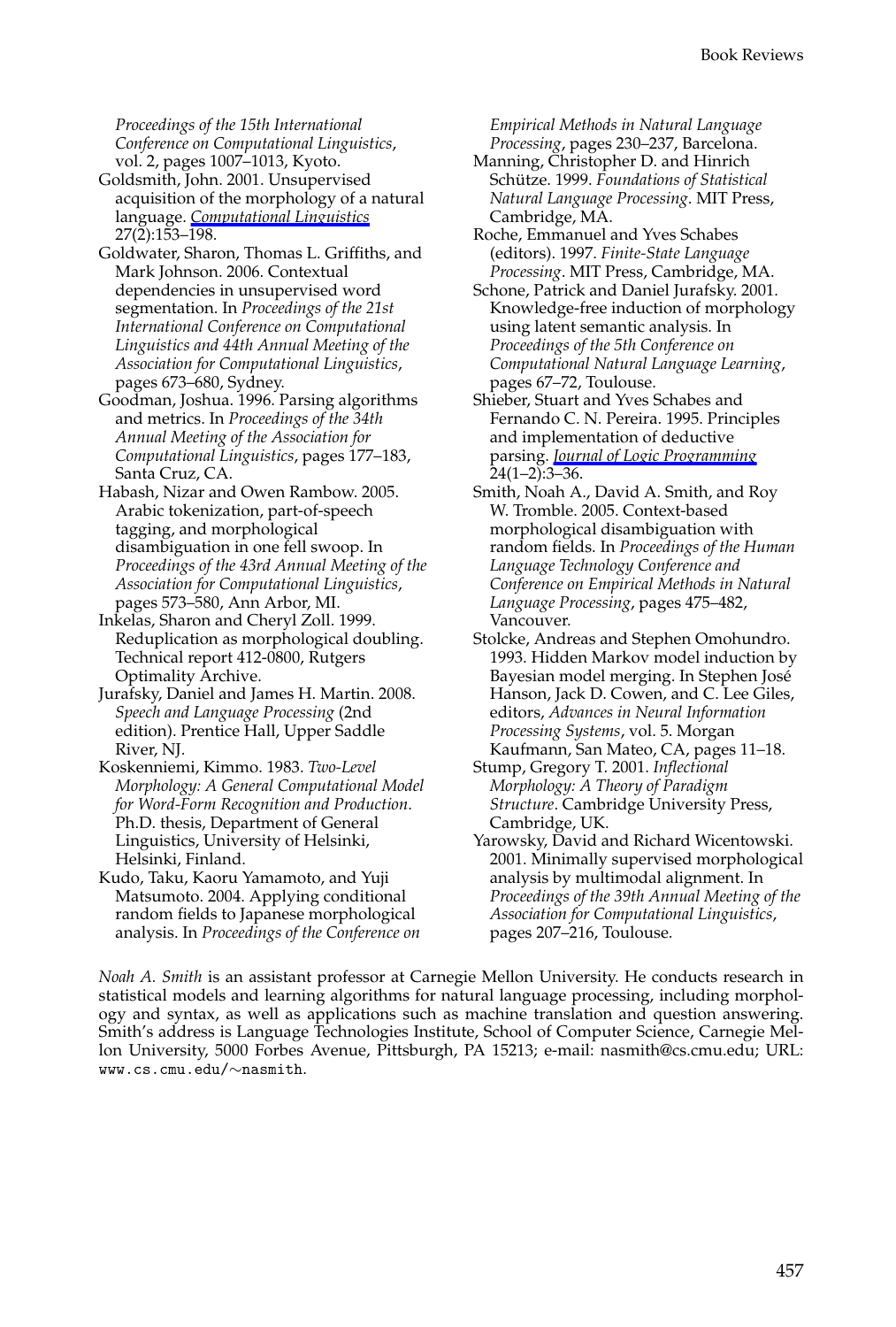*Proceedings of the 15th International Conference on Computational Linguistics*, vol. 2, pages 1007–1013, Kyoto.

Goldsmith, John. 2001. Unsupervised acquisition of the morphology of a natural language. *Computational Linguistics* 27(2):153–198.

Goldwater, Sharon, Thomas L. Griffiths, and Mark Johnson. 2006. Contextual dependencies in unsupervised word segmentation. In *Proceedings of the 21st International Conference on Computational Linguistics and 44th Annual Meeting of the Association for Computational Linguistics*, pages 673–680, Sydney.

Goodman, Joshua. 1996. Parsing algorithms and metrics. In *Proceedings of the 34th Annual Meeting of the Association for Computational Linguistics*, pages 177–183, Santa Cruz, CA.

Habash, Nizar and Owen Rambow. 2005. Arabic tokenization, part-of-speech tagging, and morphological disambiguation in one fell swoop. In *Proceedings of the 43rd Annual Meeting of the Association for Computational Linguistics*, pages 573–580, Ann Arbor, MI.

Inkelas, Sharon and Cheryl Zoll. 1999. Reduplication as morphological doubling. Technical report 412-0800, Rutgers Optimality Archive.

Jurafsky, Daniel and James H. Martin. 2008. *Speech and Language Processing* (2nd edition). Prentice Hall, Upper Saddle River, NJ.

Koskenniemi, Kimmo. 1983. *Two-Level Morphology: A General Computational Model for Word-Form Recognition and Production*. Ph.D. thesis, Department of General Linguistics, University of Helsinki, Helsinki, Finland.

Kudo, Taku, Kaoru Yamamoto, and Yuji Matsumoto. 2004. Applying conditional random fields to Japanese morphological analysis. In *Proceedings of the Conference on Empirical Methods in Natural Language Processing*, pages 230–237, Barcelona.

Manning, Christopher D. and Hinrich Schütze. 1999. *Foundations of Statistical Natural Language Processing*. MIT Press, Cambridge, MA.

Roche, Emmanuel and Yves Schabes (editors). 1997. *Finite-State Language Processing*. MIT Press, Cambridge, MA.

Schone, Patrick and Daniel Jurafsky. 2001. Knowledge-free induction of morphology using latent semantic analysis. In *Proceedings of the 5th Conference on Computational Natural Language Learning*, pages 67–72, Toulouse.

Shieber, Stuart and Yves Schabes and Fernando C. N. Pereira. 1995. Principles and implementation of deductive parsing. *Journal of Logic Programming* 24(1–2):3–36.

Smith, Noah A., David A. Smith, and Roy W. Tromble. 2005. Context-based morphological disambiguation with random fields. In *Proceedings of the Human Language Technology Conference and Conference on Empirical Methods in Natural Language Processing*, pages 475–482, Vancouver.

Stolcke, Andreas and Stephen Omohundro. 1993. Hidden Markov model induction by Bayesian model merging. In Stephen José Hanson, Jack D. Cowen, and C. Lee Giles, editors, *Advances in Neural Information Processing Systems*, vol. 5. Morgan Kaufmann, San Mateo, CA, pages 11–18.

Stump, Gregory T. 2001. *Inflectional Morphology: A Theory of Paradigm Structure*. Cambridge University Press, Cambridge, UK.

Yarowsky, David and Richard Wicentowski. 2001. Minimally supervised morphological analysis by multimodal alignment. In *Proceedings of the 39th Annual Meeting of the Association for Computational Linguistics*, pages 207–216, Toulouse.

*Noah A. Smith* is an assistant professor at Carnegie Mellon University. He conducts research in statistical models and learning algorithms for natural language processing, including morphology and syntax, as well as applications such as machine translation and question answering. Smith's address is Language Technologies Institute, School of Computer Science, Carnegie Mellon University, 5000 Forbes Avenue, Pittsburgh, PA 15213; e-mail: nasmith@cs.cmu.edu; URL: www.cs.cmu.edu/∼nasmith.